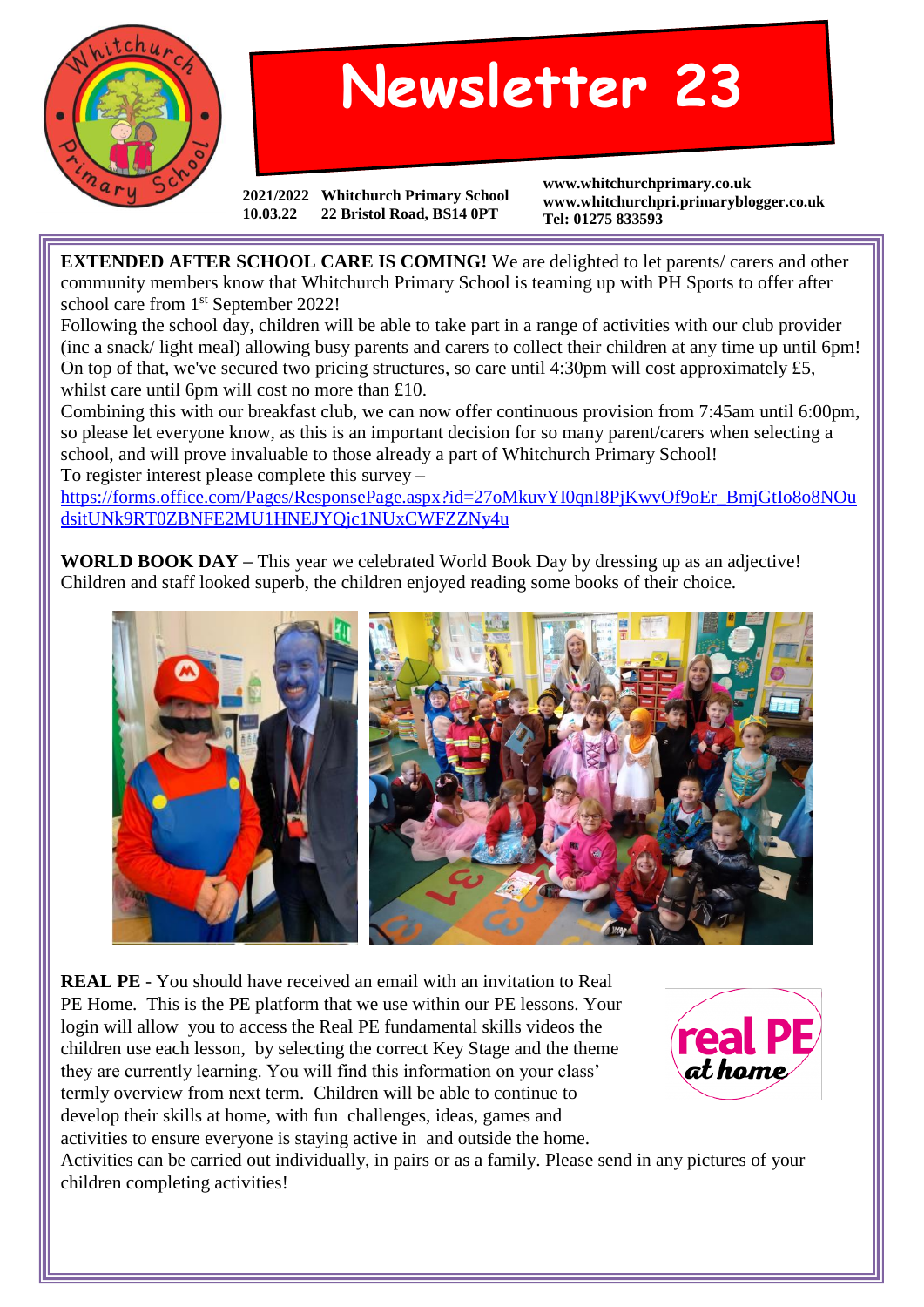# Newsletter 23

**2021/2022** **Whitchurch Primary School**
**10.03.22** **22 Bristol Road, BS14 0PT**

**www.whitchurchprimary.co.uk**
**www.whitchurchpri.primaryblogger.co.uk**
**Tel: 01275 833593**

**EXTENDED AFTER SCHOOL CARE IS COMING!** We are delighted to let parents/ carers and other community members know that Whitchurch Primary School is teaming up with PH Sports to offer after school care from 1st September 2022!

Following the school day, children will be able to take part in a range of activities with our club provider (inc a snack/ light meal) allowing busy parents and carers to collect their children at any time up until 6pm! On top of that, we've secured two pricing structures, so care until 4:30pm will cost approximately £5, whilst care until 6pm will cost no more than £10.

Combining this with our breakfast club, we can now offer continuous provision from 7:45am until 6:00pm, so please let everyone know, as this is an important decision for so many parent/carers when selecting a school, and will prove invaluable to those already a part of Whitchurch Primary School!

To register interest please complete this survey – https://forms.office.com/Pages/ResponsePage.aspx?id=27oMkuvYI0qnI8PjKwvOf9oEr_BmjGtIo8o8NOudsitUNk9RT0ZBNFE2MU1HNEJYQjc1NUxCWFZZNy4u

**WORLD BOOK DAY –** This year we celebrated World Book Day by dressing up as an adjective! Children and staff looked superb, the children enjoyed reading some books of their choice.

**REAL PE** - You should have received an email with an invitation to Real PE Home. This is the PE platform that we use within our PE lessons. Your login will allow you to access the Real PE fundamental skills videos the children use each lesson, by selecting the correct Key Stage and the theme they are currently learning. You will find this information on your class' termly overview from next term. Children will be able to continue to develop their skills at home, with fun challenges, ideas, games and activities to ensure everyone is staying active in and outside the home. Activities can be carried out individually, in pairs or as a family. Please send in any pictures of your children completing activities!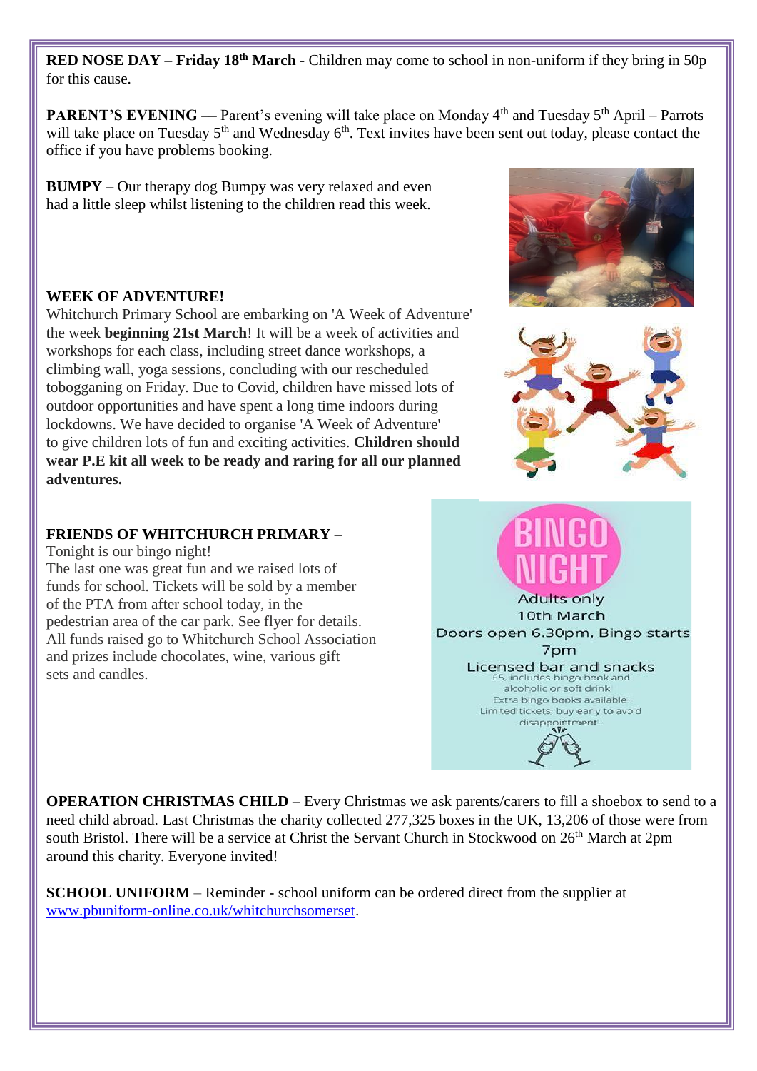**RED NOSE DAY – Friday 18th March -** Children may come to school in non-uniform if they bring in 50p for this cause.

**PARENT'S EVENING —** Parent's evening will take place on Monday 4th and Tuesday 5th April – Parrots will take place on Tuesday 5th and Wednesday 6th. Text invites have been sent out today, please contact the office if you have problems booking.

**BUMPY –** Our therapy dog Bumpy was very relaxed and even had a little sleep whilst listening to the children read this week.

**WEEK OF ADVENTURE!**

Whitchurch Primary School are embarking on 'A Week of Adventure' the week **beginning 21st March**! It will be a week of activities and workshops for each class, including street dance workshops, a climbing wall, yoga sessions, concluding with our rescheduled tobogganing on Friday. Due to Covid, children have missed lots of outdoor opportunities and have spent a long time indoors during lockdowns. We have decided to organise 'A Week of Adventure' to give children lots of fun and exciting activities. **Children should wear P.E kit all week to be ready and raring for all our planned adventures.**

**FRIENDS OF WHITCHURCH PRIMARY –**

Tonight is our bingo night!

The last one was great fun and we raised lots of funds for school. Tickets will be sold by a member of the PTA from after school today, in the pedestrian area of the car park. See flyer for details. All funds raised go to Whitchurch School Association and prizes include chocolates, wine, various gift sets and candles.

BINGO NIGHT

Adults only

10th March

Doors open 6.30pm, Bingo starts 7pm

Licensed bar and snacks

£5, includes bingo book and alcoholic or soft drink!

Extra bingo books available

Limited tickets, buy early to avoid disappointment!

**OPERATION CHRISTMAS CHILD –** Every Christmas we ask parents/carers to fill a shoebox to send to a need child abroad. Last Christmas the charity collected 277,325 boxes in the UK, 13,206 of those were from south Bristol. There will be a service at Christ the Servant Church in Stockwood on 26th March at 2pm around this charity. Everyone invited!

**SCHOOL UNIFORM** – Reminder - school uniform can be ordered direct from the supplier at www.pbuniform-online.co.uk/whitchurchsomerset.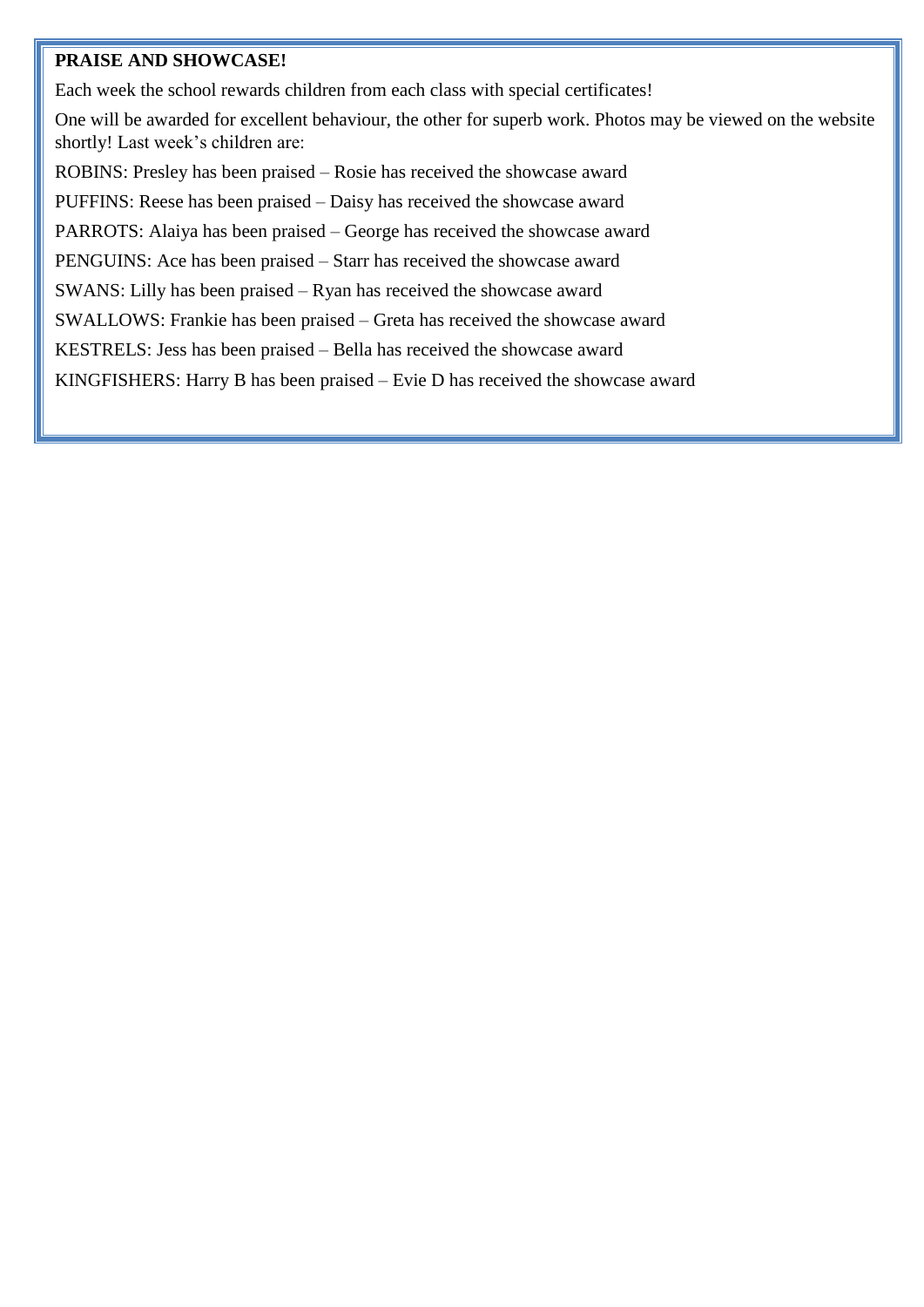**PRAISE AND SHOWCASE!**

Each week the school rewards children from each class with special certificates!

One will be awarded for excellent behaviour, the other for superb work. Photos may be viewed on the website shortly! Last week's children are:

ROBINS: Presley has been praised – Rosie has received the showcase award

PUFFINS: Reese has been praised – Daisy has received the showcase award

PARROTS: Alaiya has been praised – George has received the showcase award

PENGUINS: Ace has been praised – Starr has received the showcase award

SWANS: Lilly has been praised – Ryan has received the showcase award

SWALLOWS: Frankie has been praised – Greta has received the showcase award

KESTRELS: Jess has been praised – Bella has received the showcase award

KINGFISHERS: Harry B has been praised – Evie D has received the showcase award